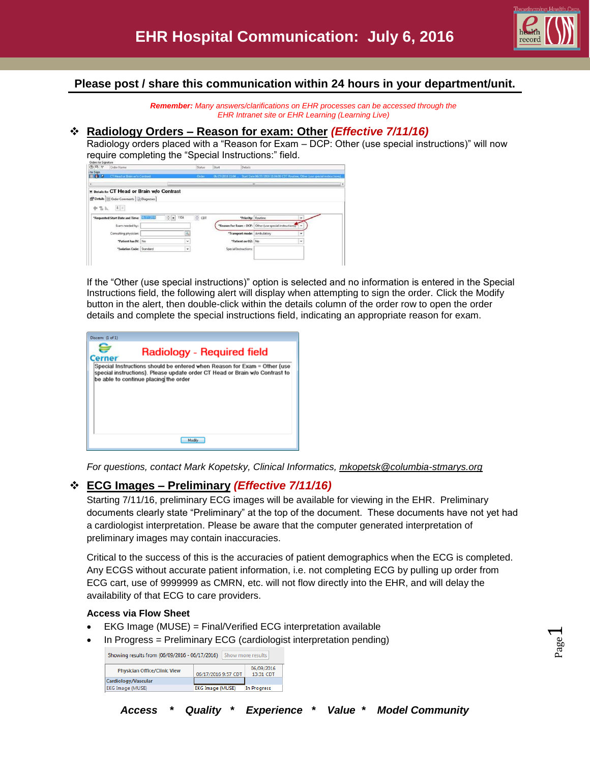# EHR Hospital Communication: July 6, 2016

**Please post / share this communication within 24 hours in your department/unit.**

***Remember:*** *Many answers/clarifications on EHR processes can be accessed through the EHR Intranet site or EHR Learning (Learning Live)*

## ❖ Radiology Orders – Reason for exam: Other *(Effective 7/11/16)*

Radiology orders placed with a "Reason for Exam – DCP: Other (use special instructions)" will now require completing the "Special Instructions:" field.

If the "Other (use special instructions)" option is selected and no information is entered in the Special Instructions field, the following alert will display when attempting to sign the order. Click the Modify button in the alert, then double-click within the details column of the order row to open the order details and complete the special instructions field, indicating an appropriate reason for exam.

*For questions, contact Mark Kopetsky, Clinical Informatics, mkopetsk@columbia-stmarys.org*

## ❖ ECG Images – Preliminary *(Effective 7/11/16)*

Starting 7/11/16, preliminary ECG images will be available for viewing in the EHR. Preliminary documents clearly state "Preliminary" at the top of the document. These documents have not yet had a cardiologist interpretation. Please be aware that the computer generated interpretation of preliminary images may contain inaccuracies.

Critical to the success of this is the accuracies of patient demographics when the ECG is completed. Any ECGS without accurate patient information, i.e. not completing ECG by pulling up order from ECG cart, use of 9999999 as CMRN, etc. will not flow directly into the EHR, and will delay the availability of that ECG to care providers.

**Access via Flow Sheet**

- EKG Image (MUSE) = Final/Verified ECG interpretation available
- In Progress = Preliminary ECG (cardiologist interpretation pending)

***Access * Quality * Experience * Value * Model Community***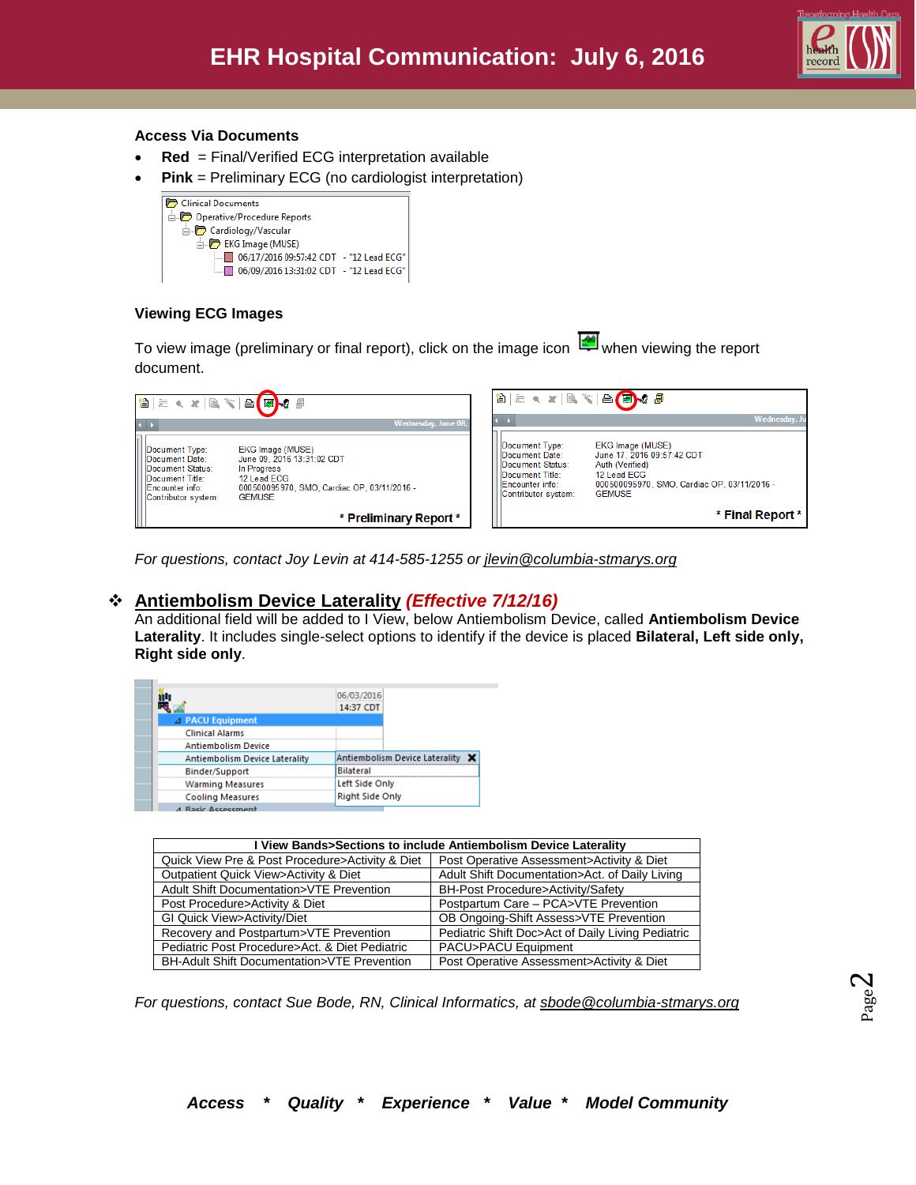### Access Via Documents

- **Red** = Final/Verified ECG interpretation available
- **Pink** = Preliminary ECG (no cardiologist interpretation)

### Viewing ECG Images

To view image (preliminary or final report), click on the image icon when viewing the report document.

*For questions, contact Joy Levin at 414-585-1255 or jlevin@columbia-stmarys.org*

## ❖ Antiembolism Device Laterality *(Effective 7/12/16)*

An additional field will be added to I View, below Antiembolism Device, called **Antiembolism Device Laterality**. It includes single-select options to identify if the device is placed **Bilateral, Left side only, Right side only**.

| I View Bands>Sections to include Antiembolism Device Laterality | |
|---|---|
| Quick View Pre & Post Procedure>Activity & Diet | Post Operative Assessment>Activity & Diet |
| Outpatient Quick View>Activity & Diet | Adult Shift Documentation>Act. of Daily Living |
| Adult Shift Documentation>VTE Prevention | BH-Post Procedure>Activity/Safety |
| Post Procedure>Activity & Diet | Postpartum Care – PCA>VTE Prevention |
| GI Quick View>Activity/Diet | OB Ongoing-Shift Assess>VTE Prevention |
| Recovery and Postpartum>VTE Prevention | Pediatric Shift Doc>Act of Daily Living Pediatric |
| Pediatric Post Procedure>Act. & Diet Pediatric | PACU>PACU Equipment |
| BH-Adult Shift Documentation>VTE Prevention | Post Operative Assessment>Activity & Diet |

*For questions, contact Sue Bode, RN, Clinical Informatics, at sbode@columbia-stmarys.org*

***Access * Quality * Experience * Value * Model Community***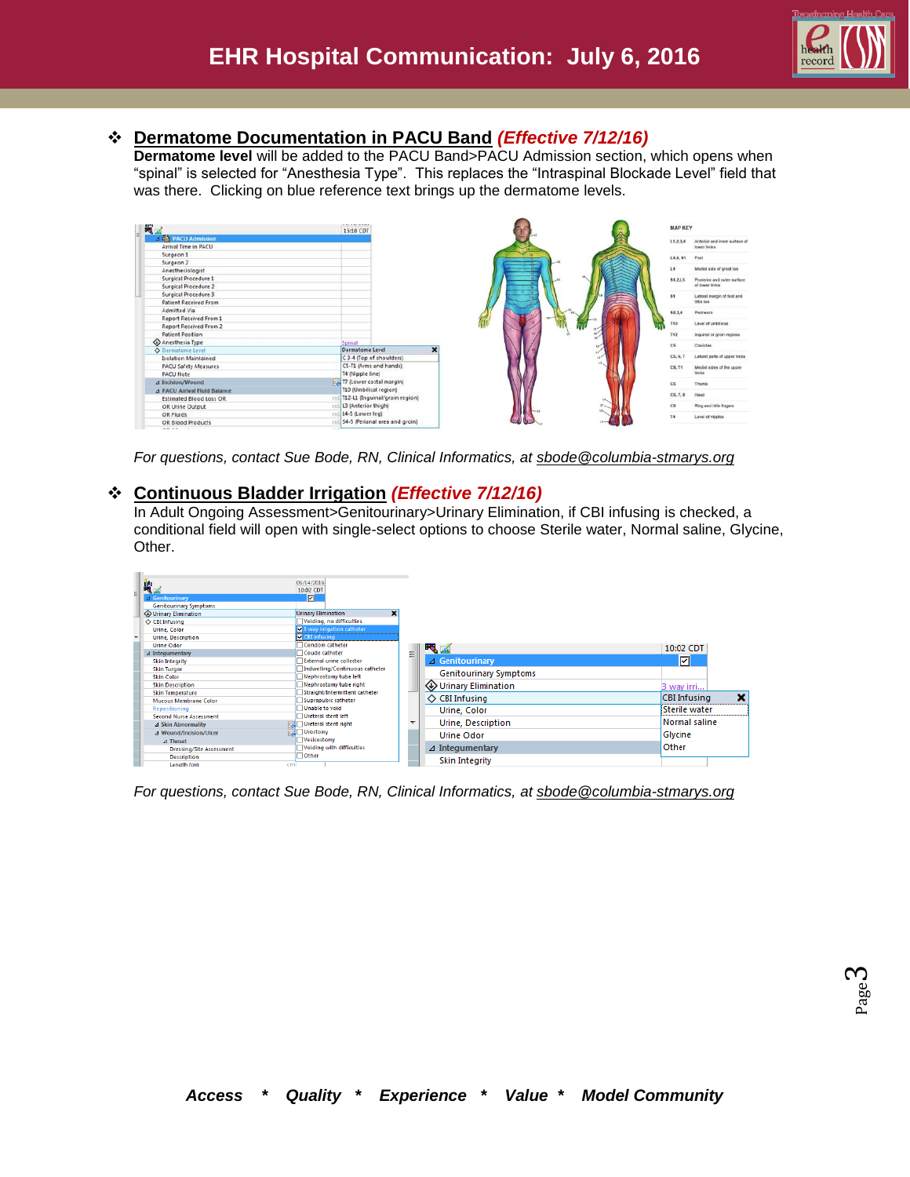# EHR Hospital Communication: July 6, 2016

## Dermatome Documentation in PACU Band *(Effective 7/12/16)*

**Dermatome level** will be added to the PACU Band>PACU Admission section, which opens when "spinal" is selected for "Anesthesia Type". This replaces the "Intraspinal Blockade Level" field that was there. Clicking on blue reference text brings up the dermatome levels.

*For questions, contact Sue Bode, RN, Clinical Informatics, at sbode@columbia-stmarys.org*

## Continuous Bladder Irrigation *(Effective 7/12/16)*

In Adult Ongoing Assessment>Genitourinary>Urinary Elimination, if CBI infusing is checked, a conditional field will open with single-select options to choose Sterile water, Normal saline, Glycine, Other.

*For questions, contact Sue Bode, RN, Clinical Informatics, at sbode@columbia-stmarys.org*

***Access * Quality * Experience * Value * Model Community***